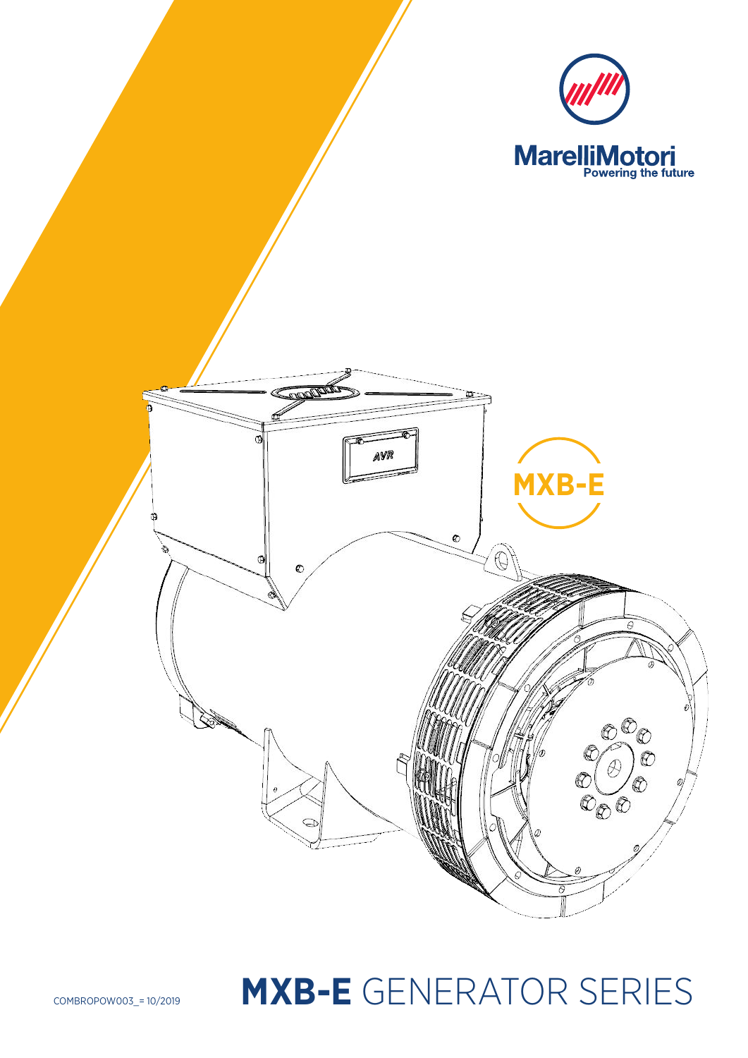MarelliMotori

Powering the future

MXB-E

AVR

COMBROPOW003_= 10/2019

# MXB-E GENERATOR SERIES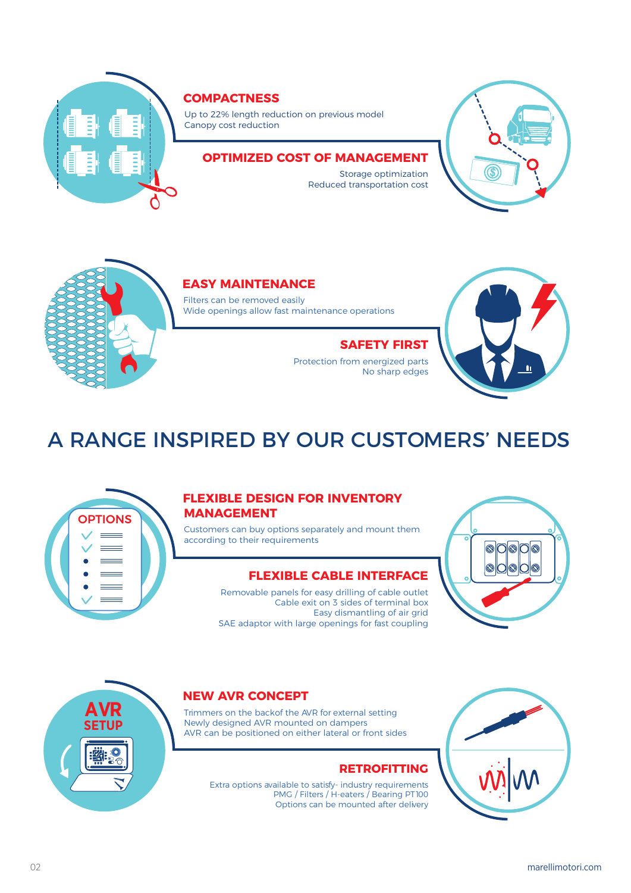## COMPACTNESS

Up to 22% length reduction on previous model
Canopy cost reduction

## OPTIMIZED COST OF MANAGEMENT

Storage optimization
Reduced transportation cost

## EASY MAINTENANCE

Filters can be removed easily
Wide openings allow fast maintenance operations

## SAFETY FIRST

Protection from energized parts
No sharp edges

# A RANGE INSPIRED BY OUR CUSTOMERS' NEEDS

## FLEXIBLE DESIGN FOR INVENTORY MANAGEMENT

Customers can buy options separately and mount them according to their requirements

## FLEXIBLE CABLE INTERFACE

Removable panels for easy drilling of cable outlet
Cable exit on 3 sides of terminal box
Easy dismantling of air grid
SAE adaptor with large openings for fast coupling

## NEW AVR CONCEPT

Trimmers on the backof the AVR for external setting
Newly designed AVR mounted on dampers
AVR can be positioned on either lateral or front sides

## RETROFITTING

Extra options available to satisfy- industry requirements
PMG / Filters / H-eaters / Bearing PT100
Options can be mounted after delivery

marellimotori.com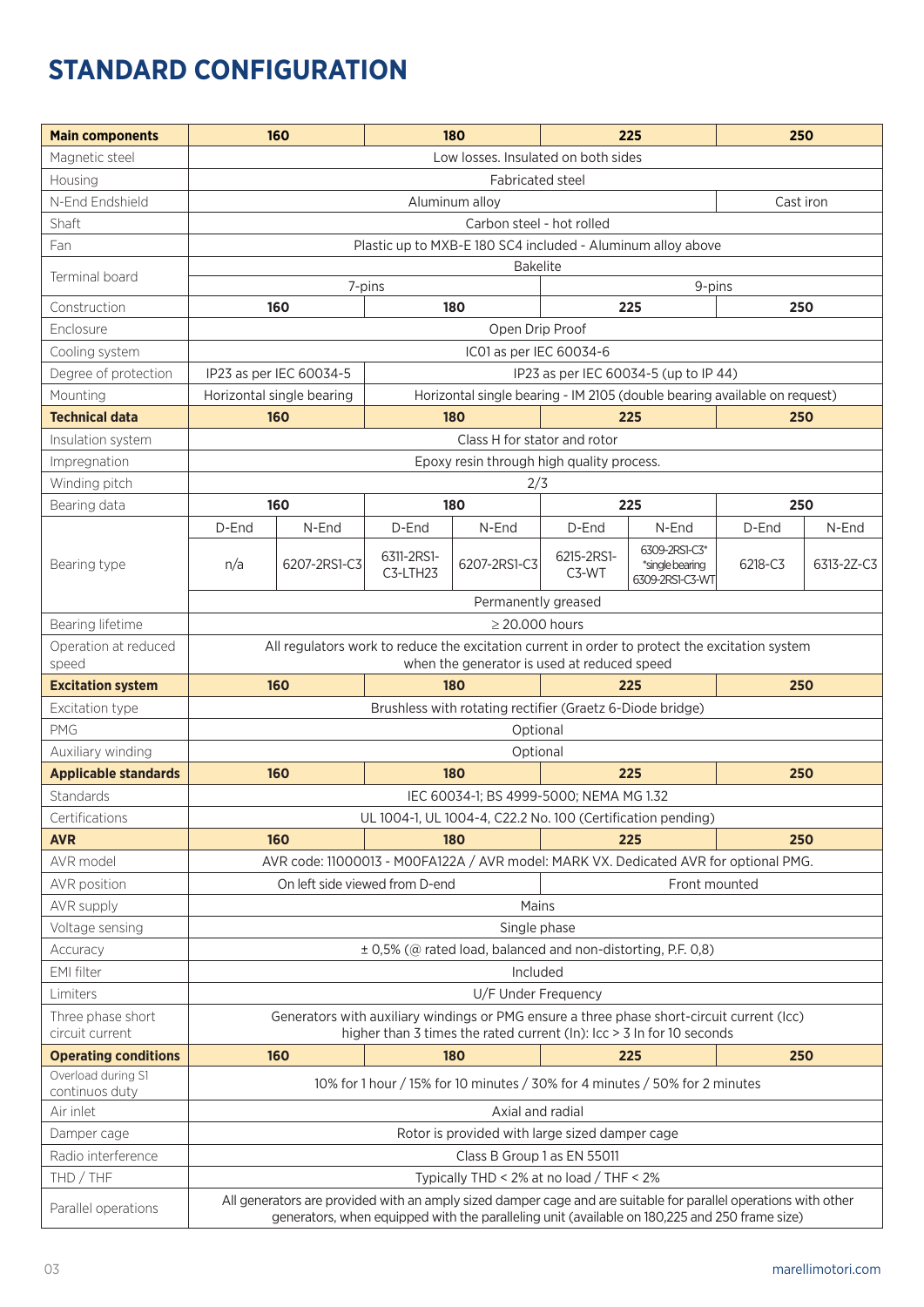# STANDARD CONFIGURATION

| **Main components** | **160** | | **180** | | **225** | | **250** | |
|---|---|---|---|---|---|---|---|---|
| Magnetic steel | Low losses. Insulated on both sides | | | | | | | |
| Housing | Fabricated steel | | | | | | | |
| N-End Endshield | Aluminum alloy | | | | | | Cast iron | |
| Shaft | Carbon steel - hot rolled | | | | | | | |
| Fan | Plastic up to MXB-E 180 SC4 included - Aluminum alloy above | | | | | | | |
| Terminal board | Bakelite | | | | | | | |
| | 7-pins | | | | 9-pins | | | |
| Construction | **160** | | **180** | | **225** | | **250** | |
| Enclosure | Open Drip Proof | | | | | | | |
| Cooling system | IC01 as per IEC 60034-6 | | | | | | | |
| Degree of protection | IP23 as per IEC 60034-5 | | IP23 as per IEC 60034-5 (up to IP 44) | | | | | |
| Mounting | Horizontal single bearing | | Horizontal single bearing - IM 2105 (double bearing available on request) | | | | | |
| **Technical data** | **160** | | **180** | | **225** | | **250** | |
| Insulation system | Class H for stator and rotor | | | | | | | |
| Impregnation | Epoxy resin through high quality process. | | | | | | | |
| Winding pitch | 2/3 | | | | | | | |
| Bearing data | **160** | | **180** | | **225** | | **250** | |
| Bearing type | D-End | N-End | D-End | N-End | D-End | N-End | D-End | N-End |
| | n/a | 6207-2RS1-C3 | 6311-2RS1-C3-LTH23 | 6207-2RS1-C3 | 6215-2RS1-C3-WT | 6309-2RS1-C3* *single bearing 6309-2RS1-C3-WT | 6218-C3 | 6313-2Z-C3 |
| | Permanently greased | | | | | | | |
| Bearing lifetime | ≥ 20.000 hours | | | | | | | |
| Operation at reduced speed | All regulators work to reduce the excitation current in order to protect the excitation system when the generator is used at reduced speed | | | | | | | |
| **Excitation system** | **160** | | **180** | | **225** | | **250** | |
| Excitation type | Brushless with rotating rectifier (Graetz 6-Diode bridge) | | | | | | | |
| PMG | Optional | | | | | | | |
| Auxiliary winding | Optional | | | | | | | |
| **Applicable standards** | **160** | | **180** | | **225** | | **250** | |
| Standards | IEC 60034-1; BS 4999-5000; NEMA MG 1.32 | | | | | | | |
| Certifications | UL 1004-1, UL 1004-4, C22.2 No. 100 (Certification pending) | | | | | | | |
| **AVR** | **160** | | **180** | | **225** | | **250** | |
| AVR model | AVR code: 11000013 - M00FA122A / AVR model: MARK VX. Dedicated AVR for optional PMG. | | | | | | | |
| AVR position | On left side viewed from D-end | | | | Front mounted | | | |
| AVR supply | Mains | | | | | | | |
| Voltage sensing | Single phase | | | | | | | |
| Accuracy | ± 0,5% (@ rated load, balanced and non-distorting, P.F. 0,8) | | | | | | | |
| EMI filter | Included | | | | | | | |
| Limiters | U/F Under Frequency | | | | | | | |
| Three phase short circuit current | Generators with auxiliary windings or PMG ensure a three phase short-circuit current (Icc) higher than 3 times the rated current (In): Icc > 3 In for 10 seconds | | | | | | | |
| **Operating conditions** | **160** | | **180** | | **225** | | **250** | |
| Overload during S1 continuos duty | 10% for 1 hour / 15% for 10 minutes / 30% for 4 minutes / 50% for 2 minutes | | | | | | | |
| Air inlet | Axial and radial | | | | | | | |
| Damper cage | Rotor is provided with large sized damper cage | | | | | | | |
| Radio interference | Class B Group 1 as EN 55011 | | | | | | | |
| THD / THF | Typically THD < 2% at no load / THF < 2% | | | | | | | |
| Parallel operations | All generators are provided with an amply sized damper cage and are suitable for parallel operations with other generators, when equipped with the paralleling unit (available on 180,225 and 250 frame size) | | | | | | | |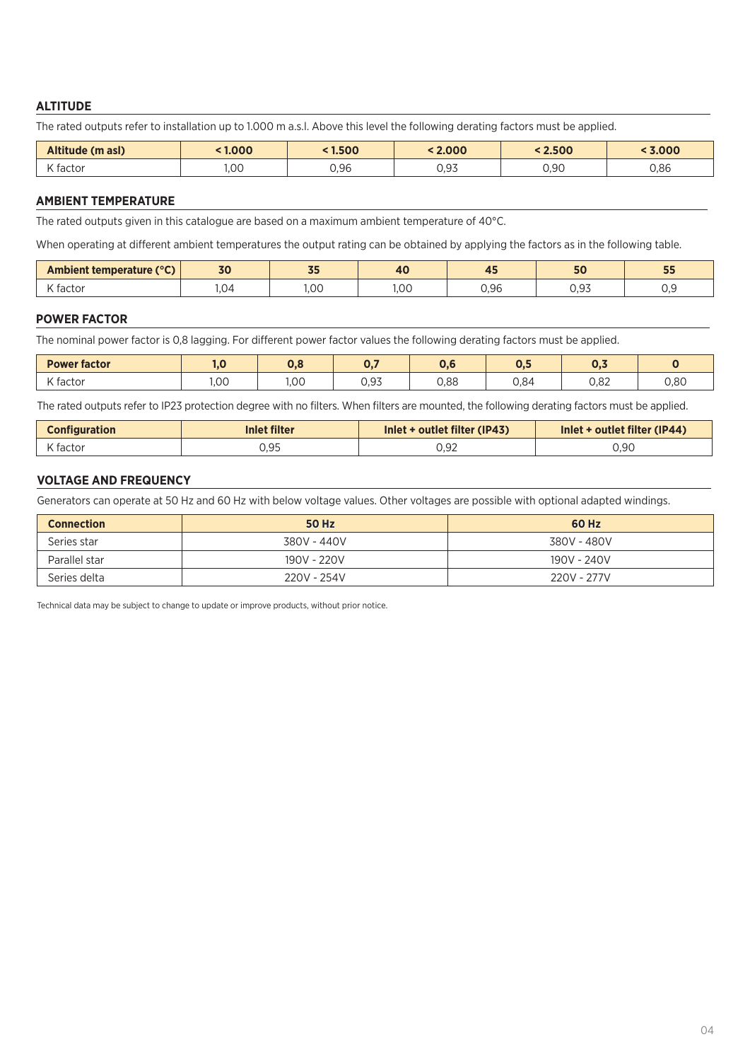## ALTITUDE

The rated outputs refer to installation up to 1.000 m a.s.l. Above this level the following derating factors must be applied.

| Altitude (m asl) | < 1.000 | < 1.500 | < 2.000 | < 2.500 | < 3.000 |
|---|---|---|---|---|---|
| K factor | 1,00 | 0,96 | 0,93 | 0,90 | 0,86 |

## AMBIENT TEMPERATURE

The rated outputs given in this catalogue are based on a maximum ambient temperature of 40°C.

When operating at different ambient temperatures the output rating can be obtained by applying the factors as in the following table.

| Ambient temperature (°C) | 30 | 35 | 40 | 45 | 50 | 55 |
|---|---|---|---|---|---|---|
| K factor | 1,04 | 1,00 | 1,00 | 0,96 | 0,93 | 0,9 |

## POWER FACTOR

The nominal power factor is 0,8 lagging. For different power factor values the following derating factors must be applied.

| Power factor | 1,0 | 0,8 | 0,7 | 0,6 | 0,5 | 0,3 | 0 |
|---|---|---|---|---|---|---|---|
| K factor | 1,00 | 1,00 | 0,93 | 0,88 | 0,84 | 0,82 | 0,80 |

The rated outputs refer to IP23 protection degree with no filters. When filters are mounted, the following derating factors must be applied.

| Configuration | Inlet filter | Inlet + outlet filter (IP43) | Inlet + outlet filter (IP44) |
|---|---|---|---|
| K factor | 0,95 | 0,92 | 0,90 |

## VOLTAGE AND FREQUENCY

Generators can operate at 50 Hz and 60 Hz with below voltage values. Other voltages are possible with optional adapted windings.

| Connection | 50 Hz | 60 Hz |
|---|---|---|
| Series star | 380V - 440V | 380V - 480V |
| Parallel star | 190V - 220V | 190V - 240V |
| Series delta | 220V - 254V | 220V - 277V |

Technical data may be subject to change to update or improve products, without prior notice.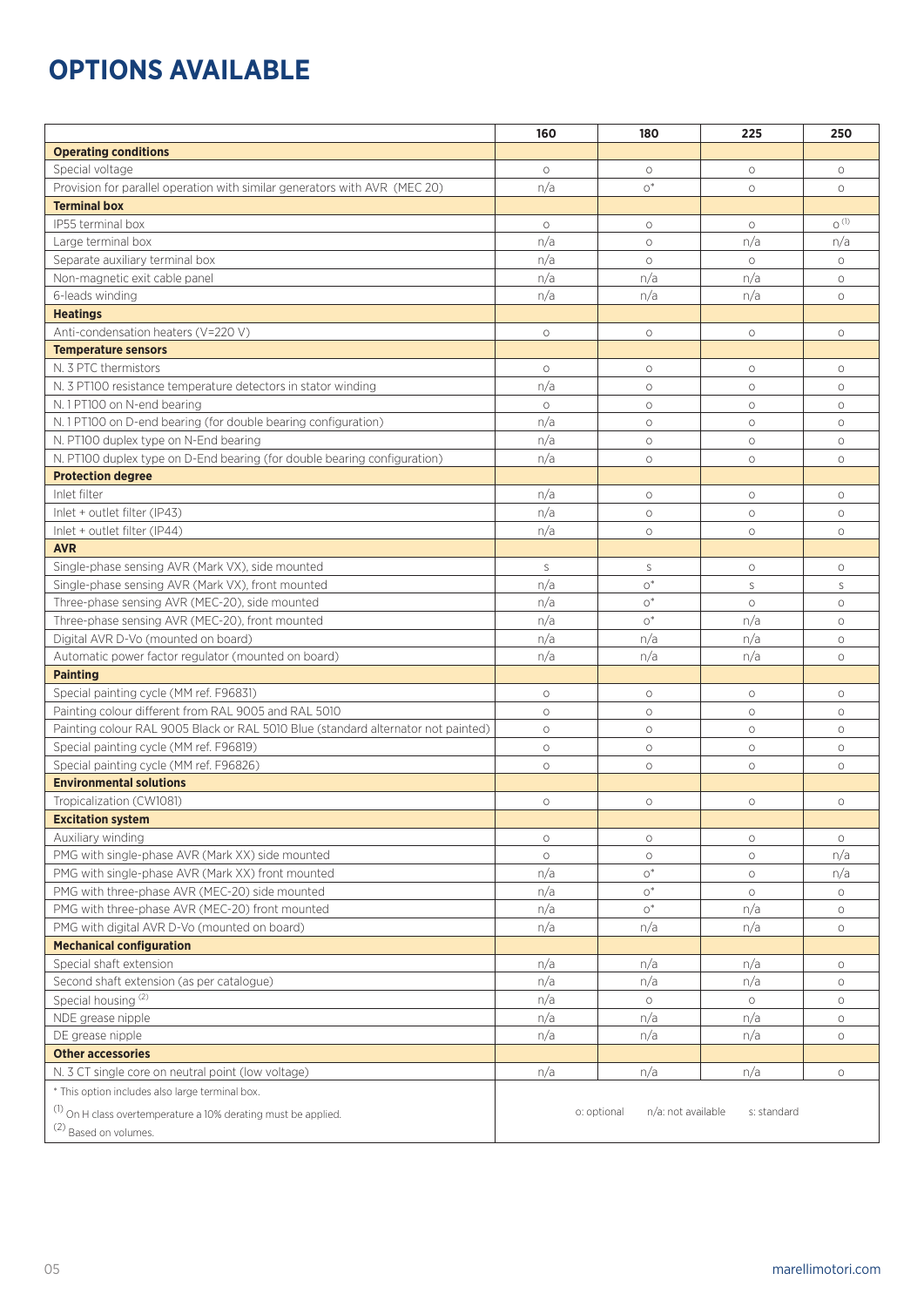# OPTIONS AVAILABLE

| | 160 | 180 | 225 | 250 |
|---|---|---|---|---|
| **Operating conditions** | | | | |
| Special voltage | o | o | o | o |
| Provision for parallel operation with similar generators with AVR (MEC 20) | n/a | o* | o | o |
| **Terminal box** | | | | |
| IP55 terminal box | o | o | o | o (1) |
| Large terminal box | n/a | o | n/a | n/a |
| Separate auxiliary terminal box | n/a | o | o | o |
| Non-magnetic exit cable panel | n/a | n/a | n/a | o |
| 6-leads winding | n/a | n/a | n/a | o |
| **Heatings** | | | | |
| Anti-condensation heaters (V=220 V) | o | o | o | o |
| **Temperature sensors** | | | | |
| N. 3 PTC thermistors | o | o | o | o |
| N. 3 PT100 resistance temperature detectors in stator winding | n/a | o | o | o |
| N. 1 PT100 on N-end bearing | o | o | o | o |
| N. 1 PT100 on D-end bearing (for double bearing configuration) | n/a | o | o | o |
| N. PT100 duplex type on N-End bearing | n/a | o | o | o |
| N. PT100 duplex type on D-End bearing (for double bearing configuration) | n/a | o | o | o |
| **Protection degree** | | | | |
| Inlet filter | n/a | o | o | o |
| Inlet + outlet filter (IP43) | n/a | o | o | o |
| Inlet + outlet filter (IP44) | n/a | o | o | o |
| **AVR** | | | | |
| Single-phase sensing AVR (Mark VX), side mounted | s | s | o | o |
| Single-phase sensing AVR (Mark VX), front mounted | n/a | o* | s | s |
| Three-phase sensing AVR (MEC-20), side mounted | n/a | o* | o | o |
| Three-phase sensing AVR (MEC-20), front mounted | n/a | o* | n/a | o |
| Digital AVR D-Vo (mounted on board) | n/a | n/a | n/a | o |
| Automatic power factor regulator (mounted on board) | n/a | n/a | n/a | o |
| **Painting** | | | | |
| Special painting cycle (MM ref. F96831) | o | o | o | o |
| Painting colour different from RAL 9005 and RAL 5010 | o | o | o | o |
| Painting colour RAL 9005 Black or RAL 5010 Blue (standard alternator not painted) | o | o | o | o |
| Special painting cycle (MM ref. F96819) | o | o | o | o |
| Special painting cycle (MM ref. F96826) | o | o | o | o |
| **Environmental solutions** | | | | |
| Tropicalization (CW1081) | o | o | o | o |
| **Excitation system** | | | | |
| Auxiliary winding | o | o | o | o |
| PMG with single-phase AVR (Mark XX) side mounted | o | o | o | n/a |
| PMG with single-phase AVR (Mark XX) front mounted | n/a | o* | o | n/a |
| PMG with three-phase AVR (MEC-20) side mounted | n/a | o* | o | o |
| PMG with three-phase AVR (MEC-20) front mounted | n/a | o* | n/a | o |
| PMG with digital AVR D-Vo (mounted on board) | n/a | n/a | n/a | o |
| **Mechanical configuration** | | | | |
| Special shaft extension | n/a | n/a | n/a | o |
| Second shaft extension (as per catalogue) | n/a | n/a | n/a | o |
| Special housing (2) | n/a | o | o | o |
| NDE grease nipple | n/a | n/a | n/a | o |
| DE grease nipple | n/a | n/a | n/a | o |
| **Other accessories** | | | | |
| N. 3 CT single core on neutral point (low voltage) | n/a | n/a | n/a | o |

\* This option includes also large terminal box.

(1) On H class overtemperature a 10% derating must be applied.

(2) Based on volumes.

o: optional n/a: not available s: standard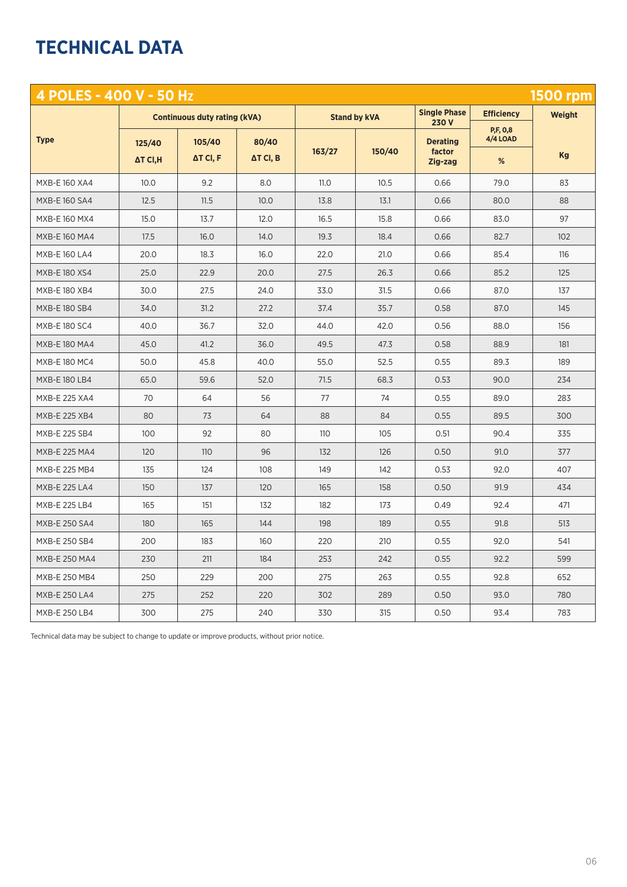# TECHNICAL DATA

| 4 POLES - 400 V - 50 Hz | | | | | | | | 1500 rpm |
|---|---|---|---|---|---|---|---|---|
| Type | Continuous duty rating (kVA) | | | Stand by kVA | | Single Phase 230 V | Efficiency | Weight |
| | 125/40 ΔT Cl,H | 105/40 ΔT Cl, F | 80/40 ΔT Cl, B | 163/27 | 150/40 | Derating factor Zig-zag | P,F, 0,8 4/4 LOAD % | Kg |
| MXB-E 160 XA4 | 10.0 | 9.2 | 8.0 | 11.0 | 10.5 | 0.66 | 79.0 | 83 |
| MXB-E 160 SA4 | 12.5 | 11.5 | 10.0 | 13.8 | 13.1 | 0.66 | 80.0 | 88 |
| MXB-E 160 MX4 | 15.0 | 13.7 | 12.0 | 16.5 | 15.8 | 0.66 | 83.0 | 97 |
| MXB-E 160 MA4 | 17.5 | 16.0 | 14.0 | 19.3 | 18.4 | 0.66 | 82.7 | 102 |
| MXB-E 160 LA4 | 20.0 | 18.3 | 16.0 | 22.0 | 21.0 | 0.66 | 85.4 | 116 |
| MXB-E 180 XS4 | 25.0 | 22.9 | 20.0 | 27.5 | 26.3 | 0.66 | 85.2 | 125 |
| MXB-E 180 XB4 | 30.0 | 27.5 | 24.0 | 33.0 | 31.5 | 0.66 | 87.0 | 137 |
| MXB-E 180 SB4 | 34.0 | 31.2 | 27.2 | 37.4 | 35.7 | 0.58 | 87.0 | 145 |
| MXB-E 180 SC4 | 40.0 | 36.7 | 32.0 | 44.0 | 42.0 | 0.56 | 88.0 | 156 |
| MXB-E 180 MA4 | 45.0 | 41.2 | 36.0 | 49.5 | 47.3 | 0.58 | 88.9 | 181 |
| MXB-E 180 MC4 | 50.0 | 45.8 | 40.0 | 55.0 | 52.5 | 0.55 | 89.3 | 189 |
| MXB-E 180 LB4 | 65.0 | 59.6 | 52.0 | 71.5 | 68.3 | 0.53 | 90.0 | 234 |
| MXB-E 225 XA4 | 70 | 64 | 56 | 77 | 74 | 0.55 | 89.0 | 283 |
| MXB-E 225 XB4 | 80 | 73 | 64 | 88 | 84 | 0.55 | 89.5 | 300 |
| MXB-E 225 SB4 | 100 | 92 | 80 | 110 | 105 | 0.51 | 90.4 | 335 |
| MXB-E 225 MA4 | 120 | 110 | 96 | 132 | 126 | 0.50 | 91.0 | 377 |
| MXB-E 225 MB4 | 135 | 124 | 108 | 149 | 142 | 0.53 | 92.0 | 407 |
| MXB-E 225 LA4 | 150 | 137 | 120 | 165 | 158 | 0.50 | 91.9 | 434 |
| MXB-E 225 LB4 | 165 | 151 | 132 | 182 | 173 | 0.49 | 92.4 | 471 |
| MXB-E 250 SA4 | 180 | 165 | 144 | 198 | 189 | 0.55 | 91.8 | 513 |
| MXB-E 250 SB4 | 200 | 183 | 160 | 220 | 210 | 0.55 | 92.0 | 541 |
| MXB-E 250 MA4 | 230 | 211 | 184 | 253 | 242 | 0.55 | 92.2 | 599 |
| MXB-E 250 MB4 | 250 | 229 | 200 | 275 | 263 | 0.55 | 92.8 | 652 |
| MXB-E 250 LA4 | 275 | 252 | 220 | 302 | 289 | 0.50 | 93.0 | 780 |
| MXB-E 250 LB4 | 300 | 275 | 240 | 330 | 315 | 0.50 | 93.4 | 783 |

Technical data may be subject to change to update or improve products, without prior notice.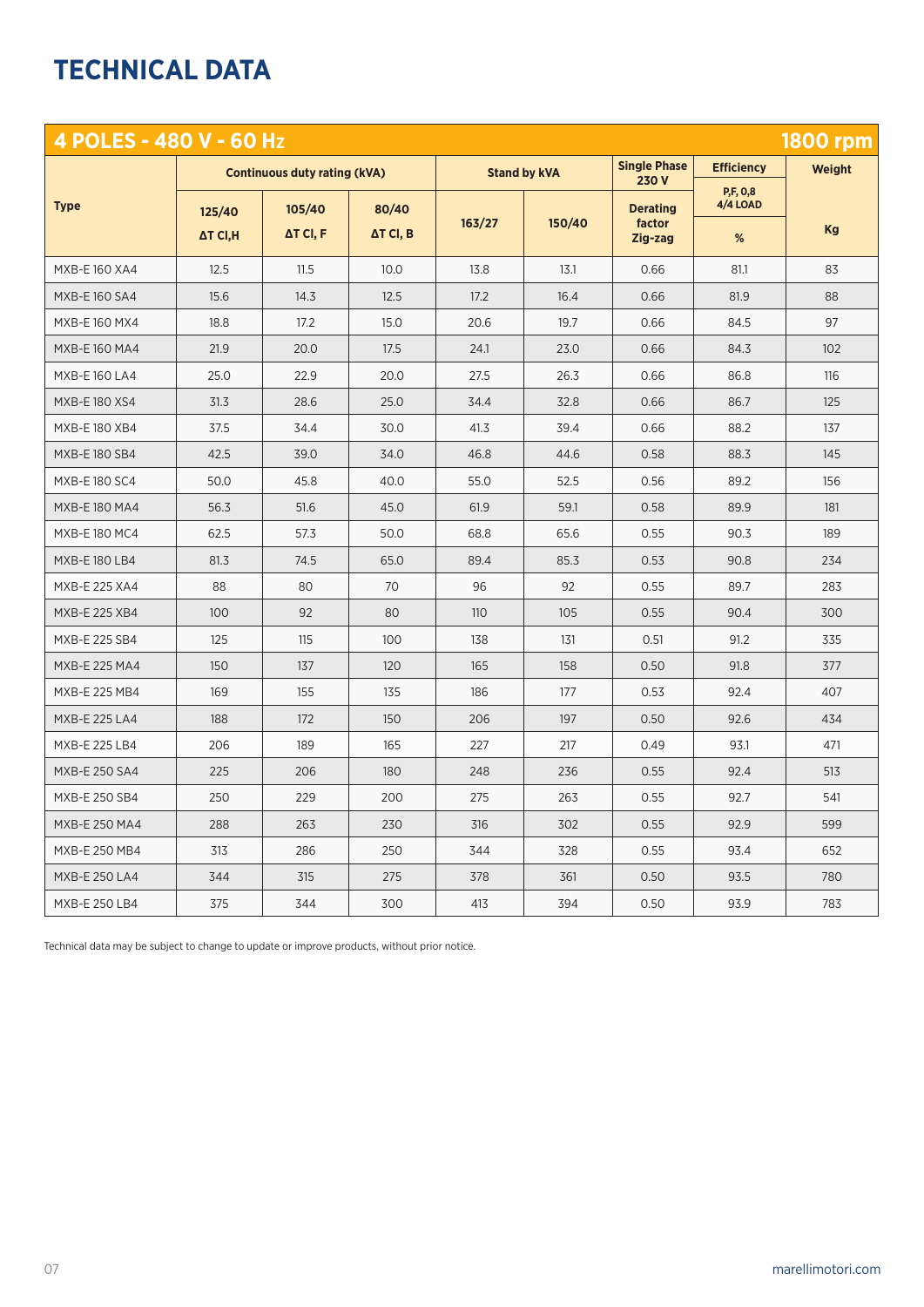# TECHNICAL DATA

| 4 POLES - 480 V - 60 Hz | | | | | | | | 1800 rpm |
|---|---|---|---|---|---|---|---|---|
| Type | Continuous duty rating (kVA) | | | Stand by kVA | | Single Phase 230 V | Efficiency | Weight |
| | 125/40 ΔT Cl,H | 105/40 ΔT Cl, F | 80/40 ΔT Cl, B | 163/27 | 150/40 | Derating factor Zig-zag | P,F, 0,8 4/4 LOAD % | Kg |
| MXB-E 160 XA4 | 12.5 | 11.5 | 10.0 | 13.8 | 13.1 | 0.66 | 81.1 | 83 |
| MXB-E 160 SA4 | 15.6 | 14.3 | 12.5 | 17.2 | 16.4 | 0.66 | 81.9 | 88 |
| MXB-E 160 MX4 | 18.8 | 17.2 | 15.0 | 20.6 | 19.7 | 0.66 | 84.5 | 97 |
| MXB-E 160 MA4 | 21.9 | 20.0 | 17.5 | 24.1 | 23.0 | 0.66 | 84.3 | 102 |
| MXB-E 160 LA4 | 25.0 | 22.9 | 20.0 | 27.5 | 26.3 | 0.66 | 86.8 | 116 |
| MXB-E 180 XS4 | 31.3 | 28.6 | 25.0 | 34.4 | 32.8 | 0.66 | 86.7 | 125 |
| MXB-E 180 XB4 | 37.5 | 34.4 | 30.0 | 41.3 | 39.4 | 0.66 | 88.2 | 137 |
| MXB-E 180 SB4 | 42.5 | 39.0 | 34.0 | 46.8 | 44.6 | 0.58 | 88.3 | 145 |
| MXB-E 180 SC4 | 50.0 | 45.8 | 40.0 | 55.0 | 52.5 | 0.56 | 89.2 | 156 |
| MXB-E 180 MA4 | 56.3 | 51.6 | 45.0 | 61.9 | 59.1 | 0.58 | 89.9 | 181 |
| MXB-E 180 MC4 | 62.5 | 57.3 | 50.0 | 68.8 | 65.6 | 0.55 | 90.3 | 189 |
| MXB-E 180 LB4 | 81.3 | 74.5 | 65.0 | 89.4 | 85.3 | 0.53 | 90.8 | 234 |
| MXB-E 225 XA4 | 88 | 80 | 70 | 96 | 92 | 0.55 | 89.7 | 283 |
| MXB-E 225 XB4 | 100 | 92 | 80 | 110 | 105 | 0.55 | 90.4 | 300 |
| MXB-E 225 SB4 | 125 | 115 | 100 | 138 | 131 | 0.51 | 91.2 | 335 |
| MXB-E 225 MA4 | 150 | 137 | 120 | 165 | 158 | 0.50 | 91.8 | 377 |
| MXB-E 225 MB4 | 169 | 155 | 135 | 186 | 177 | 0.53 | 92.4 | 407 |
| MXB-E 225 LA4 | 188 | 172 | 150 | 206 | 197 | 0.50 | 92.6 | 434 |
| MXB-E 225 LB4 | 206 | 189 | 165 | 227 | 217 | 0.49 | 93.1 | 471 |
| MXB-E 250 SA4 | 225 | 206 | 180 | 248 | 236 | 0.55 | 92.4 | 513 |
| MXB-E 250 SB4 | 250 | 229 | 200 | 275 | 263 | 0.55 | 92.7 | 541 |
| MXB-E 250 MA4 | 288 | 263 | 230 | 316 | 302 | 0.55 | 92.9 | 599 |
| MXB-E 250 MB4 | 313 | 286 | 250 | 344 | 328 | 0.55 | 93.4 | 652 |
| MXB-E 250 LA4 | 344 | 315 | 275 | 378 | 361 | 0.50 | 93.5 | 780 |
| MXB-E 250 LB4 | 375 | 344 | 300 | 413 | 394 | 0.50 | 93.9 | 783 |

Technical data may be subject to change to update or improve products, without prior notice.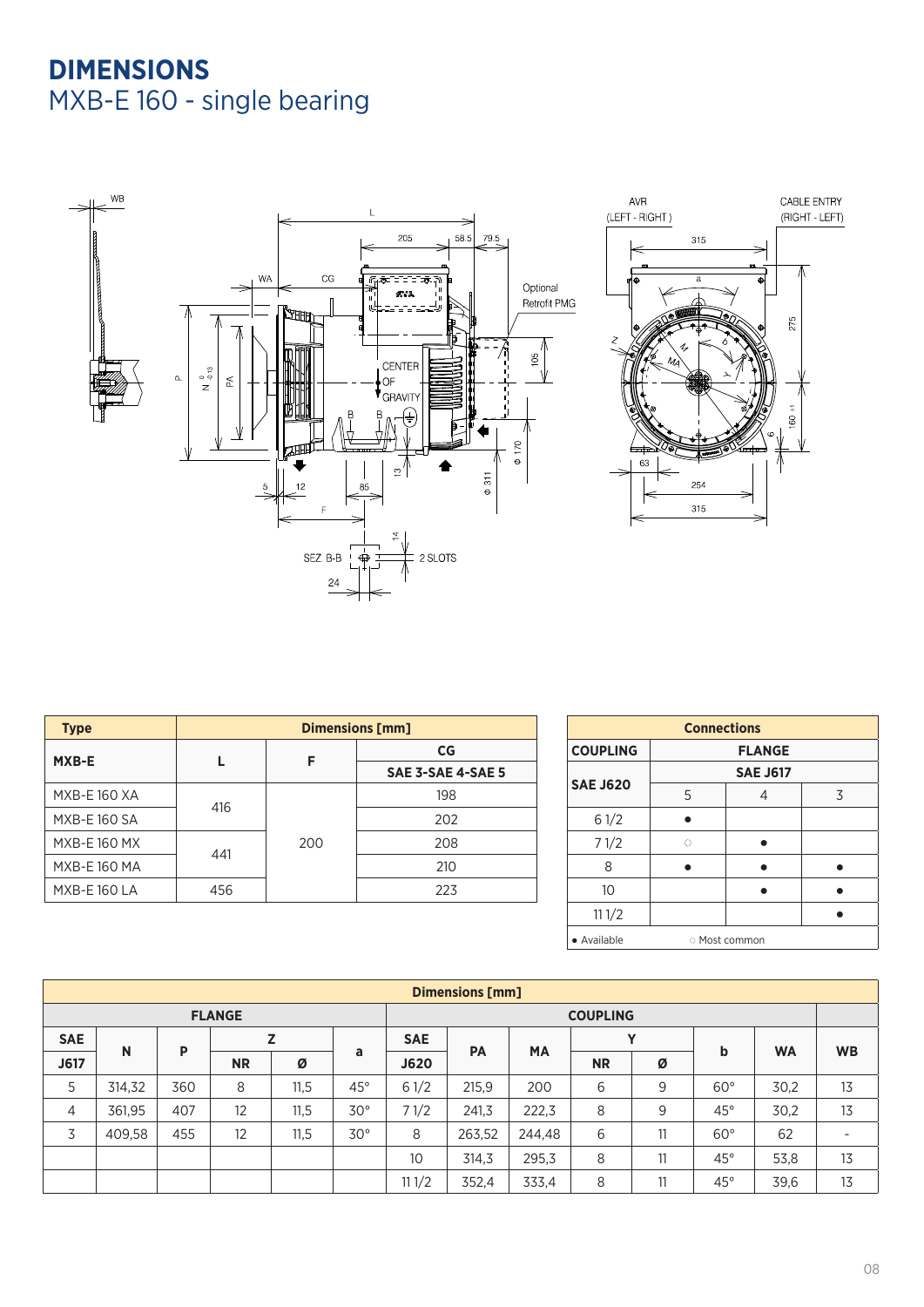# DIMENSIONS

## MXB-E 160 - single bearing

| Type | Dimensions [mm] | | |
|---|---|---|---|
| MXB-E | L | F | CG |
| | | | SAE 3-SAE 4-SAE 5 |
| MXB-E 160 XA | 416 | 200 | 198 |
| MXB-E 160 SA | | | 202 |
| MXB-E 160 MX | 441 | | 208 |
| MXB-E 160 MA | | | 210 |
| MXB-E 160 LA | 456 | | 223 |

| Connections | | | |
|---|---|---|---|
| COUPLING | FLANGE | | |
| SAE J620 | SAE J617 | | |
| | 5 | 4 | 3 |
| 6 1/2 | ● | | |
| 7 1/2 | ○ | ● | |
| 8 | ● | ● | ● |
| 10 | | ● | ● |
| 11 1/2 | | | ● |
| ● Available | ○ Most common | | |

| Dimensions [mm] | | | | | | | | | | | | | |
|---|---|---|---|---|---|---|---|---|---|---|---|---|---|
| FLANGE | | | | | | COUPLING | | | | | | | |
| SAE J617 | N | P | Z NR | Z Ø | a | SAE J620 | PA | MA | Y NR | Y Ø | b | WA | WB |
| 5 | 314,32 | 360 | 8 | 11,5 | 45° | 6 1/2 | 215,9 | 200 | 6 | 9 | 60° | 30,2 | 13 |
| 4 | 361,95 | 407 | 12 | 11,5 | 30° | 7 1/2 | 241,3 | 222,3 | 8 | 9 | 45° | 30,2 | 13 |
| 3 | 409,58 | 455 | 12 | 11,5 | 30° | 8 | 263,52 | 244,48 | 6 | 11 | 60° | 62 | - |
| | | | | | | 10 | 314,3 | 295,3 | 8 | 11 | 45° | 53,8 | 13 |
| | | | | | | 11 1/2 | 352,4 | 333,4 | 8 | 11 | 45° | 39,6 | 13 |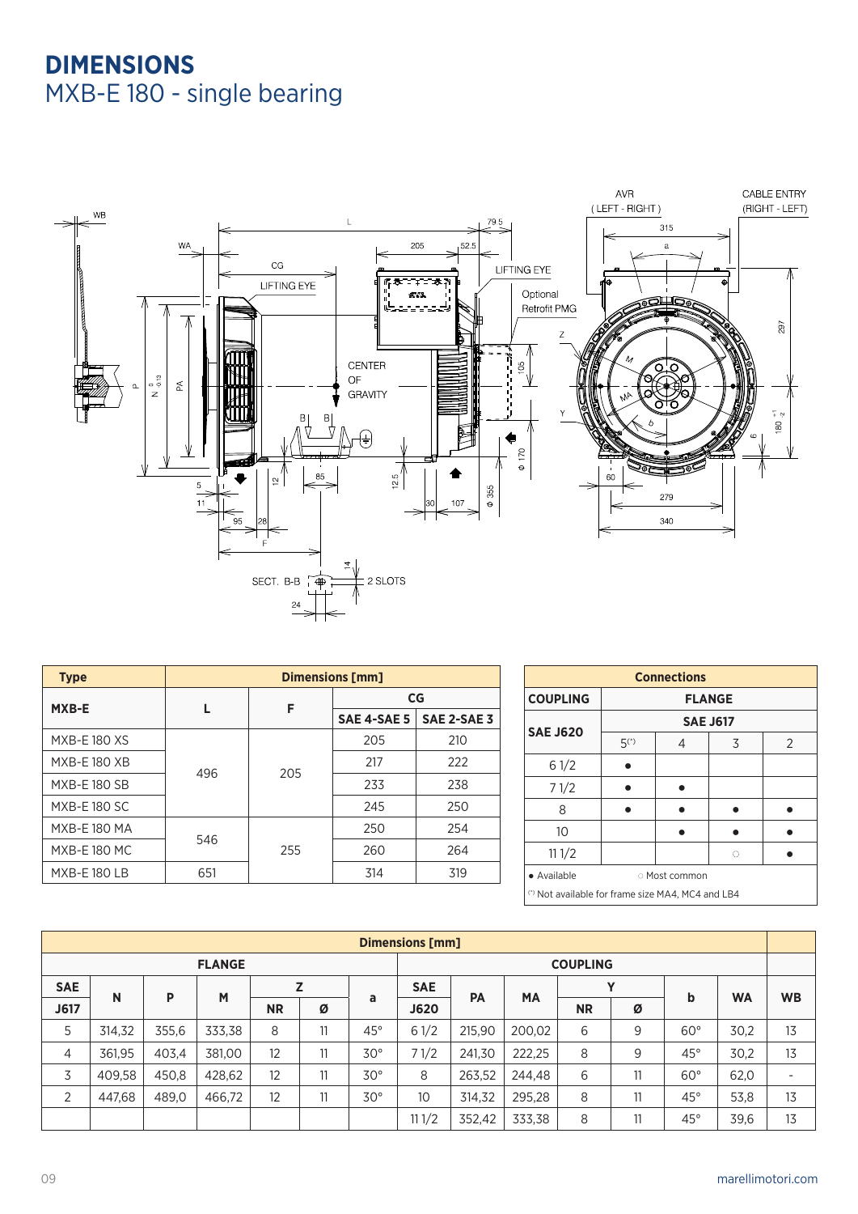# DIMENSIONS

## MXB-E 180 - single bearing

| Type | Dimensions [mm] | | | |
|---|---|---|---|---|
| MXB-E | L | F | CG | |
| | | | SAE 4-SAE 5 | SAE 2-SAE 3 |
| MXB-E 180 XS | 496 | 205 | 205 | 210 |
| MXB-E 180 XB | | | 217 | 222 |
| MXB-E 180 SB | | | 233 | 238 |
| MXB-E 180 SC | | | 245 | 250 |
| MXB-E 180 MA | 546 | 255 | 250 | 254 |
| MXB-E 180 MC | | | 260 | 264 |
| MXB-E 180 LB | 651 | | 314 | 319 |

| Connections | | | | |
|---|---|---|---|---|
| COUPLING | FLANGE | | | |
| SAE J620 | SAE J617 | | | |
| | 5(*) | 4 | 3 | 2 |
| 6 1/2 | ● | | | |
| 7 1/2 | ● | ● | | |
| 8 | ● | ● | ● | ● |
| 10 | | ● | ● | ● |
| 11 1/2 | | | ○ | ● |

● Available ○ Most common

(*) Not available for frame size MA4, MC4 and LB4

| Dimensions [mm] | | | | | | | | | | | | | | | |
|---|---|---|---|---|---|---|---|---|---|---|---|---|---|---|---|
| FLANGE | | | | | | | COUPLING | | | | | | | | |
| SAE | N | P | M | Z | | a | SAE | PA | MA | Y | | b | WA | WB |
| J617 | | | | NR | Ø | | J620 | | | NR | Ø | | | |
| 5 | 314,32 | 355,6 | 333,38 | 8 | 11 | 45° | 6 1/2 | 215,90 | 200,02 | 6 | 9 | 60° | 30,2 | 13 |
| 4 | 361,95 | 403,4 | 381,00 | 12 | 11 | 30° | 7 1/2 | 241,30 | 222,25 | 8 | 9 | 45° | 30,2 | 13 |
| 3 | 409,58 | 450,8 | 428,62 | 12 | 11 | 30° | 8 | 263,52 | 244,48 | 6 | 11 | 60° | 62,0 | - |
| 2 | 447,68 | 489,0 | 466,72 | 12 | 11 | 30° | 10 | 314,32 | 295,28 | 8 | 11 | 45° | 53,8 | 13 |
| | | | | | | | 11 1/2 | 352,42 | 333,38 | 8 | 11 | 45° | 39,6 | 13 |

marellimotori.com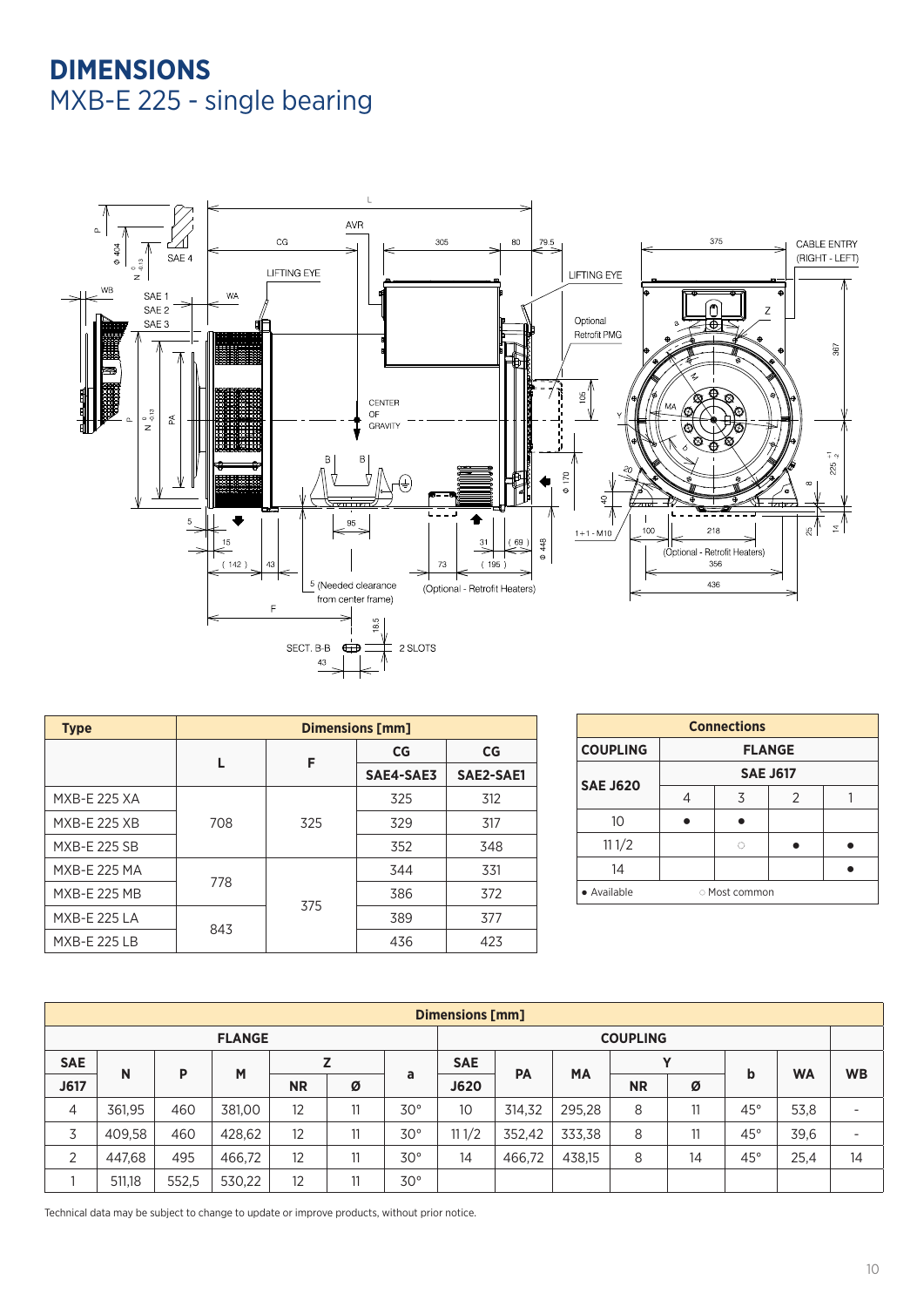# DIMENSIONS

## MXB-E 225 - single bearing

| Type | Dimensions [mm] | | | |
|---|---|---|---|---|
| | L | F | CG | CG |
| | | | SAE4-SAE3 | SAE2-SAE1 |
| MXB-E 225 XA | 708 | 325 | 325 | 312 |
| MXB-E 225 XB | | | 329 | 317 |
| MXB-E 225 SB | | | 352 | 348 |
| MXB-E 225 MA | 778 | 375 | 344 | 331 |
| MXB-E 225 MB | | | 386 | 372 |
| MXB-E 225 LA | 843 | | 389 | 377 |
| MXB-E 225 LB | | | 436 | 423 |

| Connections | | | | |
|---|---|---|---|---|
| COUPLING | FLANGE | | | |
| SAE J620 | SAE J617 | | | |
| | 4 | 3 | 2 | 1 |
| 10 | ● | ● | | |
| 11 1/2 | | ○ | ● | ● |
| 14 | | | | ● |
| ● Available | ○ Most common | | | |

| Dimensions [mm] | | | | | | | | | | | | | | |
|---|---|---|---|---|---|---|---|---|---|---|---|---|---|---|
| FLANGE | | | | | | | COUPLING | | | | | | | |
| SAE | N | P | M | Z | | a | SAE | PA | MA | Y | | b | WA | WB |
| J617 | | | | NR | Ø | | J620 | | | NR | Ø | | | |
| 4 | 361,95 | 460 | 381,00 | 12 | 11 | 30° | 10 | 314,32 | 295,28 | 8 | 11 | 45° | 53,8 | - |
| 3 | 409,58 | 460 | 428,62 | 12 | 11 | 30° | 11 1/2 | 352,42 | 333,38 | 8 | 11 | 45° | 39,6 | - |
| 2 | 447,68 | 495 | 466,72 | 12 | 11 | 30° | 14 | 466,72 | 438,15 | 8 | 14 | 45° | 25,4 | 14 |
| 1 | 511,18 | 552,5 | 530,22 | 12 | 11 | 30° | | | | | | | | |

Technical data may be subject to change to update or improve products, without prior notice.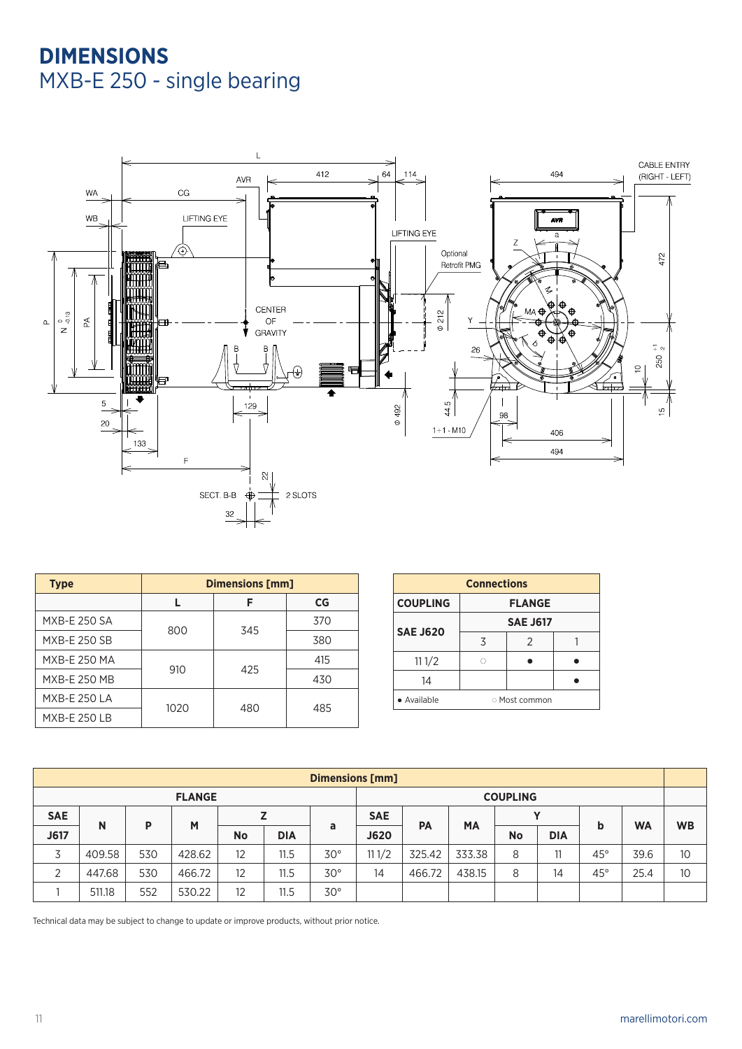# DIMENSIONS
## MXB-E 250 - single bearing

| Type | Dimensions [mm] | | |
|---|---|---|---|
| | L | F | CG |
| MXB-E 250 SA | 800 | 345 | 370 |
| MXB-E 250 SB | | | 380 |
| MXB-E 250 MA | 910 | 425 | 415 |
| MXB-E 250 MB | | | 430 |
| MXB-E 250 LA | 1020 | 480 | 485 |
| MXB-E 250 LB | | | |

| Connections | | | |
|---|---|---|---|
| COUPLING | FLANGE | | |
| SAE J620 | SAE J617 | | |
| | 3 | 2 | 1 |
| 11 1/2 | ○ | ● | ● |
| 14 | | | ● |
| ● Available | ○ Most common | | |

| Dimensions [mm] | | | | | | | | | | | | | | |
|---|---|---|---|---|---|---|---|---|---|---|---|---|---|---|
| FLANGE | | | | | | | COUPLING | | | | | | | |
| SAE J617 | N | P | M | Z | | a | SAE J620 | PA | MA | Y | | b | WA | WB |
| | | | | No | DIA | | | | | No | DIA | | | |
| 3 | 409.58 | 530 | 428.62 | 12 | 11.5 | 30° | 11 1/2 | 325.42 | 333.38 | 8 | 11 | 45° | 39.6 | 10 |
| 2 | 447.68 | 530 | 466.72 | 12 | 11.5 | 30° | 14 | 466.72 | 438.15 | 8 | 14 | 45° | 25.4 | 10 |
| 1 | 511.18 | 552 | 530.22 | 12 | 11.5 | 30° | | | | | | | | |

Technical data may be subject to change to update or improve products, without prior notice.

marellimotori.com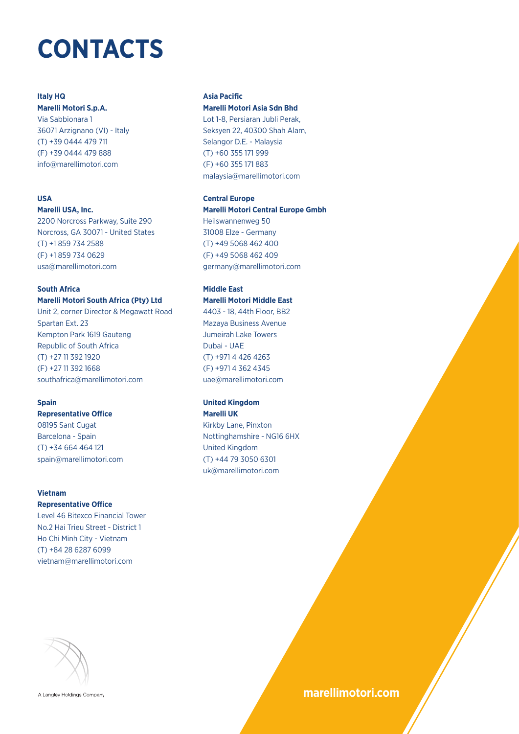# CONTACTS

**Italy HQ**
**Marelli Motori S.p.A.**
Via Sabbionara 1
36071 Arzignano (VI) - Italy
(T) +39 0444 479 711
(F) +39 0444 479 888
info@marellimotori.com

**USA**
**Marelli USA, Inc.**
2200 Norcross Parkway, Suite 290
Norcross, GA 30071 - United States
(T) +1 859 734 2588
(F) +1 859 734 0629
usa@marellimotori.com

**South Africa**
**Marelli Motori South Africa (Pty) Ltd**
Unit 2, corner Director & Megawatt Road
Spartan Ext. 23
Kempton Park 1619 Gauteng
Republic of South Africa
(T) +27 11 392 1920
(F) +27 11 392 1668
southafrica@marellimotori.com

**Spain**
**Representative Office**
08195 Sant Cugat
Barcelona - Spain
(T) +34 664 464 121
spain@marellimotori.com

**Vietnam**
**Representative Office**
Level 46 Bitexco Financial Tower
No.2 Hai Trieu Street - District 1
Ho Chi Minh City - Vietnam
(T) +84 28 6287 6099
vietnam@marellimotori.com

**Asia Pacific**
**Marelli Motori Asia Sdn Bhd**
Lot 1-8, Persiaran Jubli Perak,
Seksyen 22, 40300 Shah Alam,
Selangor D.E. - Malaysia
(T) +60 355 171 999
(F) +60 355 171 883
malaysia@marellimotori.com

**Central Europe**
**Marelli Motori Central Europe Gmbh**
Heilswannenweg 50
31008 Elze - Germany
(T) +49 5068 462 400
(F) +49 5068 462 409
germany@marellimotori.com

**Middle East**
**Marelli Motori Middle East**
4403 - 18, 44th Floor, BB2
Mazaya Business Avenue
Jumeirah Lake Towers
Dubai - UAE
(T) +971 4 426 4263
(F) +971 4 362 4345
uae@marellimotori.com

**United Kingdom**
**Marelli UK**
Kirkby Lane, Pinxton
Nottinghamshire - NG16 6HX
United Kingdom
(T) +44 79 3050 6301
uk@marellimotori.com

A Langley Holdings Company

**marellimotori.com**